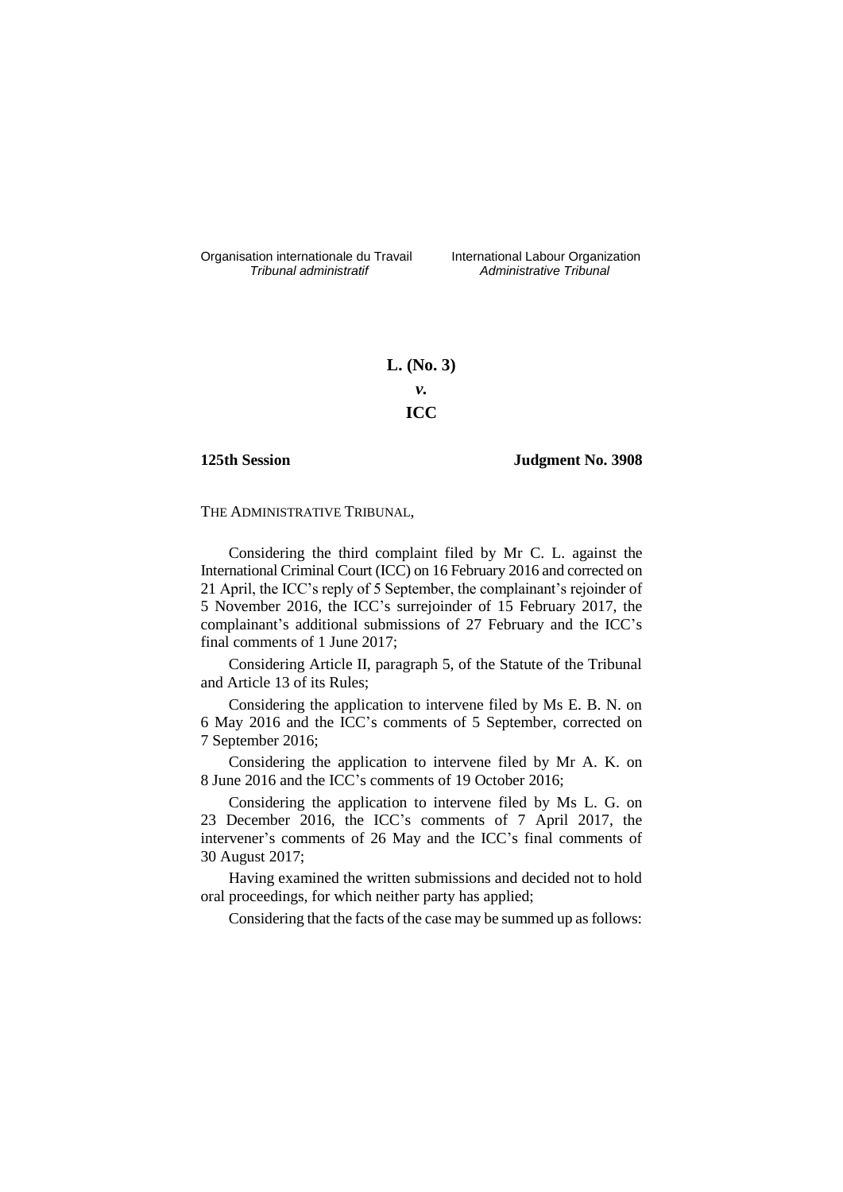Organisation internationale du Travail
*Tribunal administratif*

International Labour Organization
*Administrative Tribunal*

**L. (No. 3)**

***v.***

**ICC**

**125th Session** **Judgment No. 3908**

THE ADMINISTRATIVE TRIBUNAL,

Considering the third complaint filed by Mr C. L. against the International Criminal Court (ICC) on 16 February 2016 and corrected on 21 April, the ICC's reply of 5 September, the complainant's rejoinder of 5 November 2016, the ICC's surrejoinder of 15 February 2017, the complainant's additional submissions of 27 February and the ICC's final comments of 1 June 2017;

Considering Article II, paragraph 5, of the Statute of the Tribunal and Article 13 of its Rules;

Considering the application to intervene filed by Ms E. B. N. on 6 May 2016 and the ICC's comments of 5 September, corrected on 7 September 2016;

Considering the application to intervene filed by Mr A. K. on 8 June 2016 and the ICC's comments of 19 October 2016;

Considering the application to intervene filed by Ms L. G. on 23 December 2016, the ICC's comments of 7 April 2017, the intervener's comments of 26 May and the ICC's final comments of 30 August 2017;

Having examined the written submissions and decided not to hold oral proceedings, for which neither party has applied;

Considering that the facts of the case may be summed up as follows: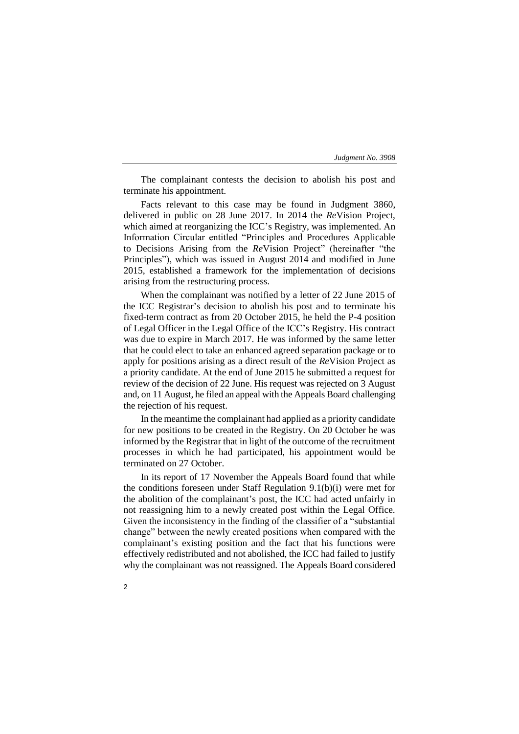The complainant contests the decision to abolish his post and terminate his appointment.

Facts relevant to this case may be found in Judgment 3860, delivered in public on 28 June 2017. In 2014 the *Re*Vision Project, which aimed at reorganizing the ICC's Registry, was implemented. An Information Circular entitled "Principles and Procedures Applicable to Decisions Arising from the *Re*Vision Project" (hereinafter "the Principles"), which was issued in August 2014 and modified in June 2015, established a framework for the implementation of decisions arising from the restructuring process.

When the complainant was notified by a letter of 22 June 2015 of the ICC Registrar's decision to abolish his post and to terminate his fixed-term contract as from 20 October 2015, he held the P-4 position of Legal Officer in the Legal Office of the ICC's Registry. His contract was due to expire in March 2017. He was informed by the same letter that he could elect to take an enhanced agreed separation package or to apply for positions arising as a direct result of the *Re*Vision Project as a priority candidate. At the end of June 2015 he submitted a request for review of the decision of 22 June. His request was rejected on 3 August and, on 11 August, he filed an appeal with the Appeals Board challenging the rejection of his request.

In the meantime the complainant had applied as a priority candidate for new positions to be created in the Registry. On 20 October he was informed by the Registrar that in light of the outcome of the recruitment processes in which he had participated, his appointment would be terminated on 27 October.

In its report of 17 November the Appeals Board found that while the conditions foreseen under Staff Regulation 9.1(b)(i) were met for the abolition of the complainant's post, the ICC had acted unfairly in not reassigning him to a newly created post within the Legal Office. Given the inconsistency in the finding of the classifier of a "substantial change" between the newly created positions when compared with the complainant's existing position and the fact that his functions were effectively redistributed and not abolished, the ICC had failed to justify why the complainant was not reassigned. The Appeals Board considered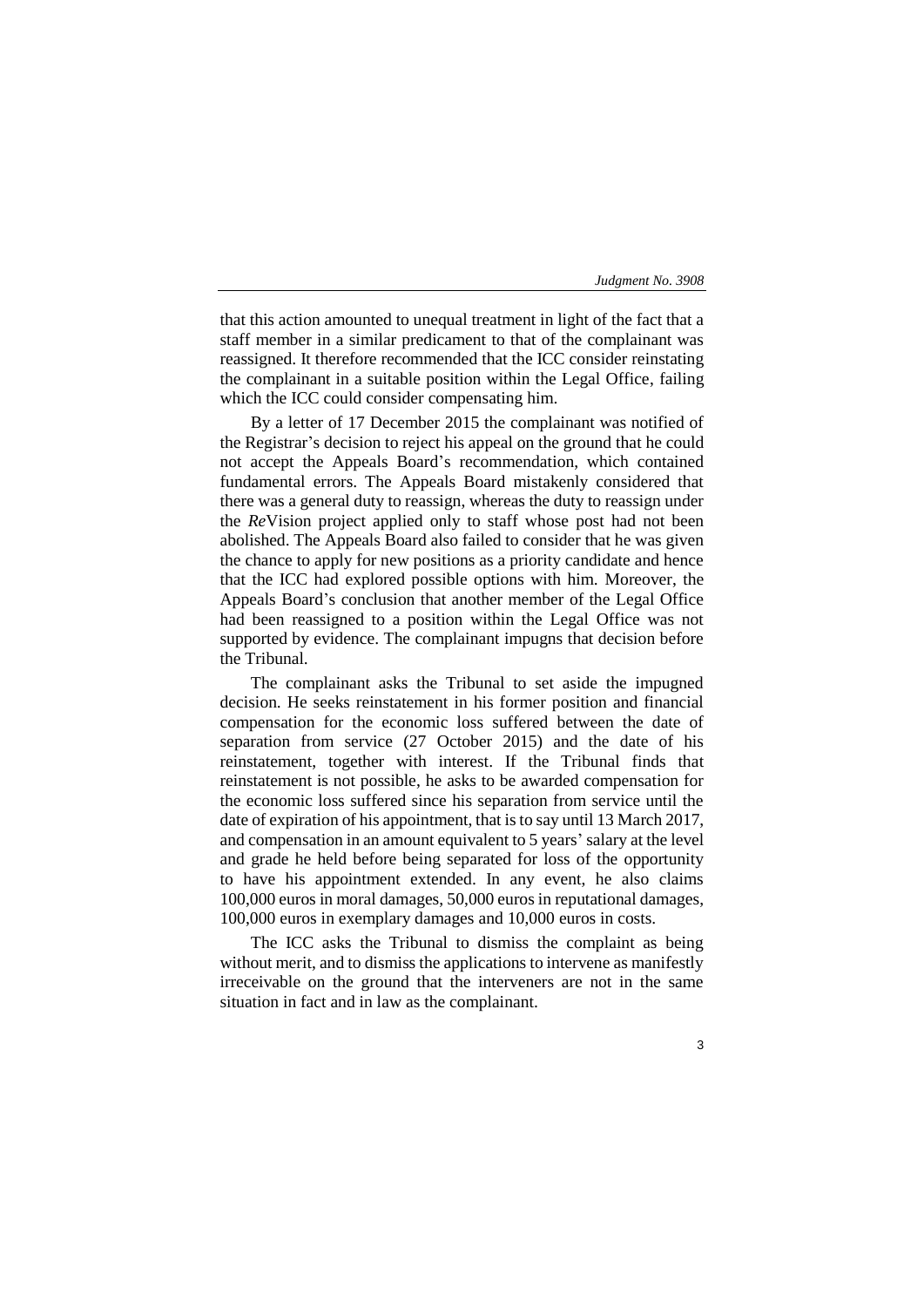that this action amounted to unequal treatment in light of the fact that a staff member in a similar predicament to that of the complainant was reassigned. It therefore recommended that the ICC consider reinstating the complainant in a suitable position within the Legal Office, failing which the ICC could consider compensating him.

By a letter of 17 December 2015 the complainant was notified of the Registrar's decision to reject his appeal on the ground that he could not accept the Appeals Board's recommendation, which contained fundamental errors. The Appeals Board mistakenly considered that there was a general duty to reassign, whereas the duty to reassign under the *Re*Vision project applied only to staff whose post had not been abolished. The Appeals Board also failed to consider that he was given the chance to apply for new positions as a priority candidate and hence that the ICC had explored possible options with him. Moreover, the Appeals Board's conclusion that another member of the Legal Office had been reassigned to a position within the Legal Office was not supported by evidence. The complainant impugns that decision before the Tribunal.

The complainant asks the Tribunal to set aside the impugned decision. He seeks reinstatement in his former position and financial compensation for the economic loss suffered between the date of separation from service (27 October 2015) and the date of his reinstatement, together with interest. If the Tribunal finds that reinstatement is not possible, he asks to be awarded compensation for the economic loss suffered since his separation from service until the date of expiration of his appointment, that is to say until 13 March 2017, and compensation in an amount equivalent to 5 years' salary at the level and grade he held before being separated for loss of the opportunity to have his appointment extended. In any event, he also claims 100,000 euros in moral damages, 50,000 euros in reputational damages, 100,000 euros in exemplary damages and 10,000 euros in costs.

The ICC asks the Tribunal to dismiss the complaint as being without merit, and to dismiss the applications to intervene as manifestly irreceivable on the ground that the interveners are not in the same situation in fact and in law as the complainant.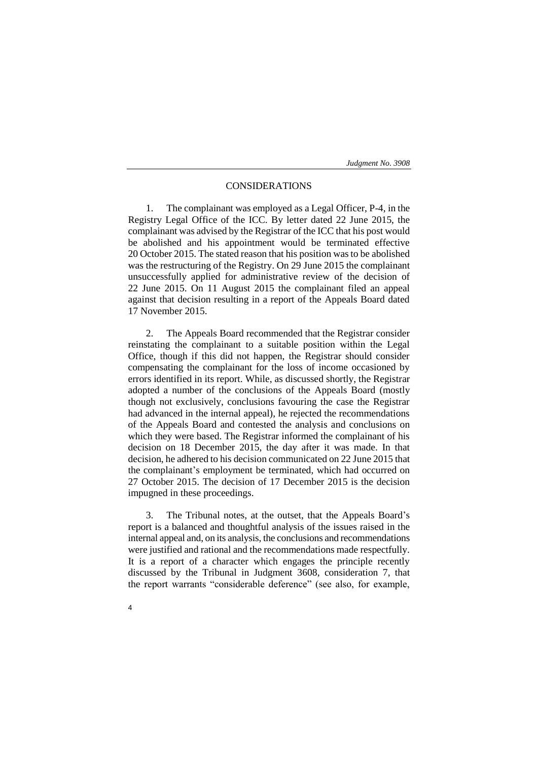## CONSIDERATIONS

1. The complainant was employed as a Legal Officer, P-4, in the Registry Legal Office of the ICC. By letter dated 22 June 2015, the complainant was advised by the Registrar of the ICC that his post would be abolished and his appointment would be terminated effective 20 October 2015. The stated reason that his position was to be abolished was the restructuring of the Registry. On 29 June 2015 the complainant unsuccessfully applied for administrative review of the decision of 22 June 2015. On 11 August 2015 the complainant filed an appeal against that decision resulting in a report of the Appeals Board dated 17 November 2015.

2. The Appeals Board recommended that the Registrar consider reinstating the complainant to a suitable position within the Legal Office, though if this did not happen, the Registrar should consider compensating the complainant for the loss of income occasioned by errors identified in its report. While, as discussed shortly, the Registrar adopted a number of the conclusions of the Appeals Board (mostly though not exclusively, conclusions favouring the case the Registrar had advanced in the internal appeal), he rejected the recommendations of the Appeals Board and contested the analysis and conclusions on which they were based. The Registrar informed the complainant of his decision on 18 December 2015, the day after it was made. In that decision, he adhered to his decision communicated on 22 June 2015 that the complainant's employment be terminated, which had occurred on 27 October 2015. The decision of 17 December 2015 is the decision impugned in these proceedings.

3. The Tribunal notes, at the outset, that the Appeals Board's report is a balanced and thoughtful analysis of the issues raised in the internal appeal and, on its analysis, the conclusions and recommendations were justified and rational and the recommendations made respectfully. It is a report of a character which engages the principle recently discussed by the Tribunal in Judgment 3608, consideration 7, that the report warrants "considerable deference" (see also, for example,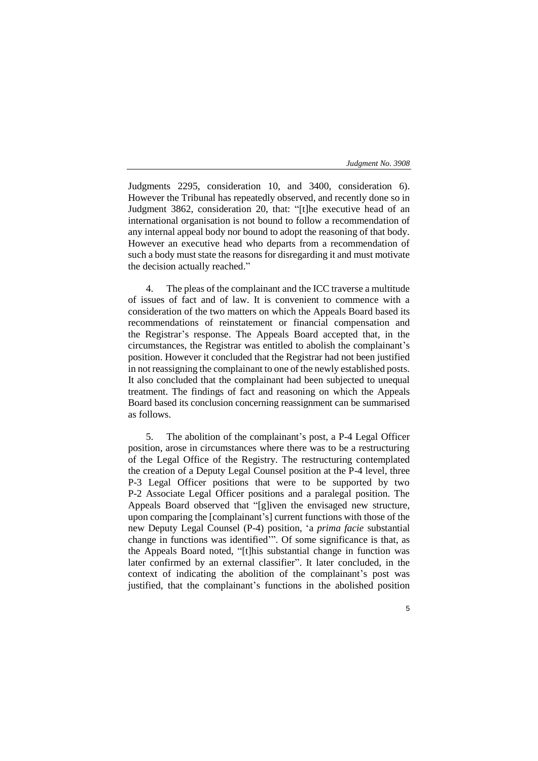Judgments 2295, consideration 10, and 3400, consideration 6). However the Tribunal has repeatedly observed, and recently done so in Judgment 3862, consideration 20, that: "[t]he executive head of an international organisation is not bound to follow a recommendation of any internal appeal body nor bound to adopt the reasoning of that body. However an executive head who departs from a recommendation of such a body must state the reasons for disregarding it and must motivate the decision actually reached."

4. The pleas of the complainant and the ICC traverse a multitude of issues of fact and of law. It is convenient to commence with a consideration of the two matters on which the Appeals Board based its recommendations of reinstatement or financial compensation and the Registrar's response. The Appeals Board accepted that, in the circumstances, the Registrar was entitled to abolish the complainant's position. However it concluded that the Registrar had not been justified in not reassigning the complainant to one of the newly established posts. It also concluded that the complainant had been subjected to unequal treatment. The findings of fact and reasoning on which the Appeals Board based its conclusion concerning reassignment can be summarised as follows.

5. The abolition of the complainant's post, a P-4 Legal Officer position, arose in circumstances where there was to be a restructuring of the Legal Office of the Registry. The restructuring contemplated the creation of a Deputy Legal Counsel position at the P-4 level, three P-3 Legal Officer positions that were to be supported by two P-2 Associate Legal Officer positions and a paralegal position. The Appeals Board observed that "[g]iven the envisaged new structure, upon comparing the [complainant's] current functions with those of the new Deputy Legal Counsel (P-4) position, 'a *prima facie* substantial change in functions was identified'". Of some significance is that, as the Appeals Board noted, "[t]his substantial change in function was later confirmed by an external classifier". It later concluded, in the context of indicating the abolition of the complainant's post was justified, that the complainant's functions in the abolished position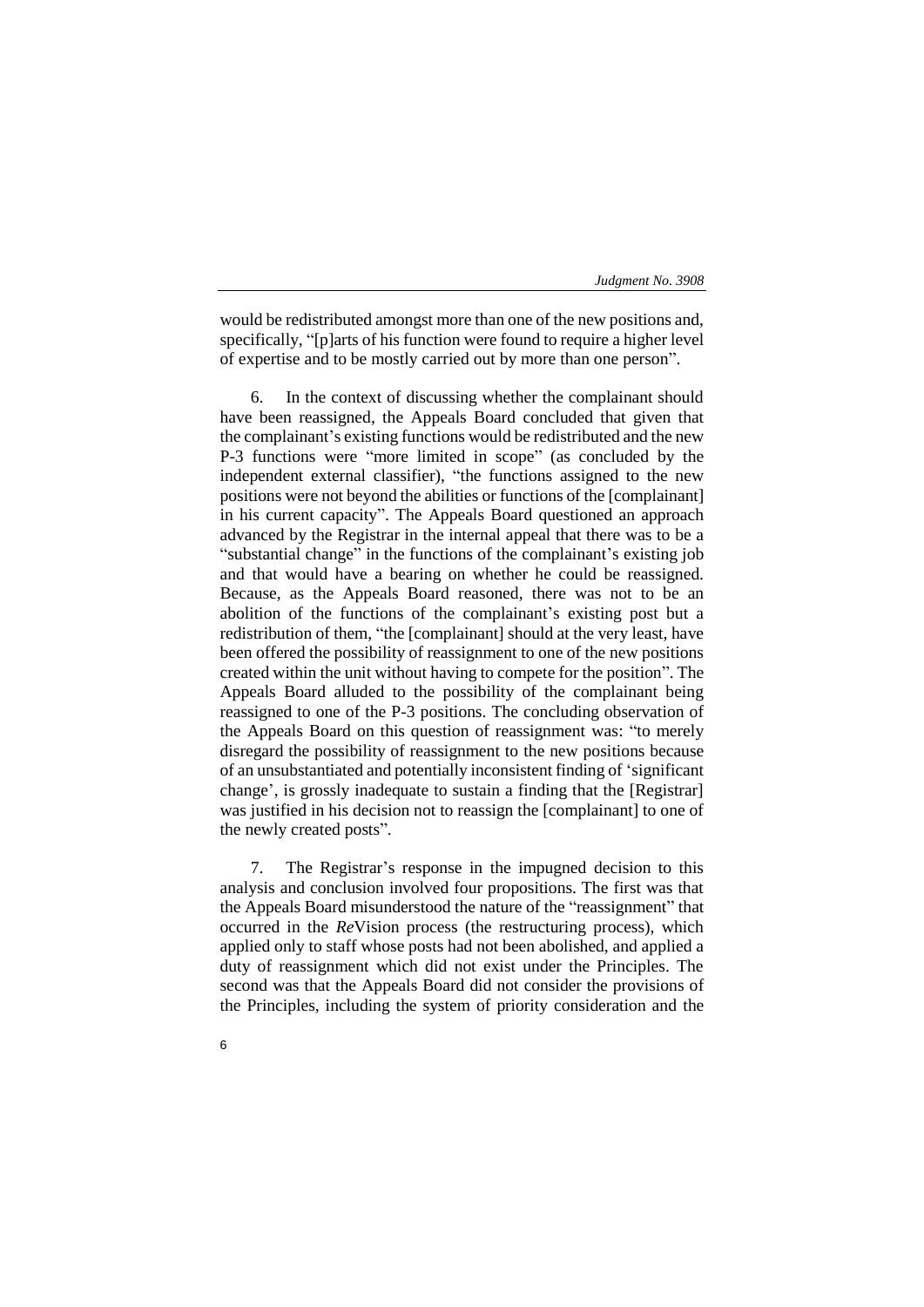would be redistributed amongst more than one of the new positions and, specifically, "[p]arts of his function were found to require a higher level of expertise and to be mostly carried out by more than one person".

6. In the context of discussing whether the complainant should have been reassigned, the Appeals Board concluded that given that the complainant's existing functions would be redistributed and the new P-3 functions were "more limited in scope" (as concluded by the independent external classifier), "the functions assigned to the new positions were not beyond the abilities or functions of the [complainant] in his current capacity". The Appeals Board questioned an approach advanced by the Registrar in the internal appeal that there was to be a "substantial change" in the functions of the complainant's existing job and that would have a bearing on whether he could be reassigned. Because, as the Appeals Board reasoned, there was not to be an abolition of the functions of the complainant's existing post but a redistribution of them, "the [complainant] should at the very least, have been offered the possibility of reassignment to one of the new positions created within the unit without having to compete for the position". The Appeals Board alluded to the possibility of the complainant being reassigned to one of the P-3 positions. The concluding observation of the Appeals Board on this question of reassignment was: "to merely disregard the possibility of reassignment to the new positions because of an unsubstantiated and potentially inconsistent finding of 'significant change', is grossly inadequate to sustain a finding that the [Registrar] was justified in his decision not to reassign the [complainant] to one of the newly created posts".

7. The Registrar's response in the impugned decision to this analysis and conclusion involved four propositions. The first was that the Appeals Board misunderstood the nature of the "reassignment" that occurred in the *Re*Vision process (the restructuring process), which applied only to staff whose posts had not been abolished, and applied a duty of reassignment which did not exist under the Principles. The second was that the Appeals Board did not consider the provisions of the Principles, including the system of priority consideration and the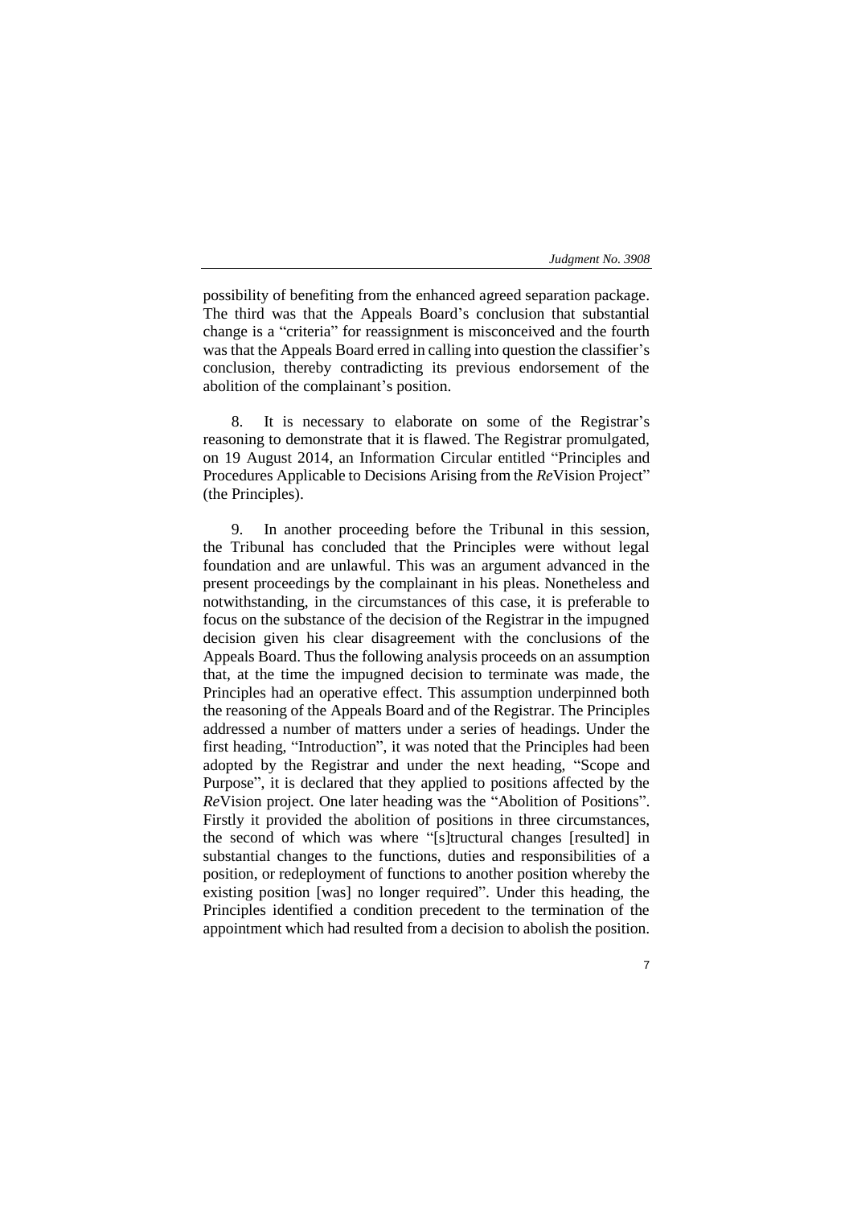possibility of benefiting from the enhanced agreed separation package. The third was that the Appeals Board's conclusion that substantial change is a "criteria" for reassignment is misconceived and the fourth was that the Appeals Board erred in calling into question the classifier's conclusion, thereby contradicting its previous endorsement of the abolition of the complainant's position.

8. It is necessary to elaborate on some of the Registrar's reasoning to demonstrate that it is flawed. The Registrar promulgated, on 19 August 2014, an Information Circular entitled "Principles and Procedures Applicable to Decisions Arising from the *Re*Vision Project" (the Principles).

9. In another proceeding before the Tribunal in this session, the Tribunal has concluded that the Principles were without legal foundation and are unlawful. This was an argument advanced in the present proceedings by the complainant in his pleas. Nonetheless and notwithstanding, in the circumstances of this case, it is preferable to focus on the substance of the decision of the Registrar in the impugned decision given his clear disagreement with the conclusions of the Appeals Board. Thus the following analysis proceeds on an assumption that, at the time the impugned decision to terminate was made, the Principles had an operative effect. This assumption underpinned both the reasoning of the Appeals Board and of the Registrar. The Principles addressed a number of matters under a series of headings. Under the first heading, "Introduction", it was noted that the Principles had been adopted by the Registrar and under the next heading, "Scope and Purpose", it is declared that they applied to positions affected by the *Re*Vision project. One later heading was the "Abolition of Positions". Firstly it provided the abolition of positions in three circumstances, the second of which was where "[s]tructural changes [resulted] in substantial changes to the functions, duties and responsibilities of a position, or redeployment of functions to another position whereby the existing position [was] no longer required". Under this heading, the Principles identified a condition precedent to the termination of the appointment which had resulted from a decision to abolish the position.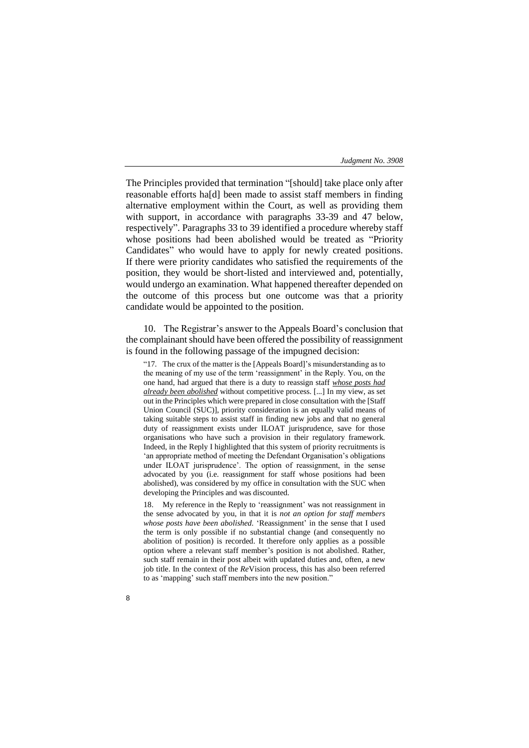The Principles provided that termination "[should] take place only after reasonable efforts ha[d] been made to assist staff members in finding alternative employment within the Court, as well as providing them with support, in accordance with paragraphs 33-39 and 47 below, respectively". Paragraphs 33 to 39 identified a procedure whereby staff whose positions had been abolished would be treated as "Priority Candidates" who would have to apply for newly created positions. If there were priority candidates who satisfied the requirements of the position, they would be short-listed and interviewed and, potentially, would undergo an examination. What happened thereafter depended on the outcome of this process but one outcome was that a priority candidate would be appointed to the position.

10. The Registrar's answer to the Appeals Board's conclusion that the complainant should have been offered the possibility of reassignment is found in the following passage of the impugned decision:

> "17. The crux of the matter is the [Appeals Board]'s misunderstanding as to the meaning of my use of the term 'reassignment' in the Reply. You, on the one hand, had argued that there is a duty to reassign staff ***whose posts had already been abolished*** without competitive process. [...] In my view, as set out in the Principles which were prepared in close consultation with the [Staff Union Council (SUC)], priority consideration is an equally valid means of taking suitable steps to assist staff in finding new jobs and that no general duty of reassignment exists under ILOAT jurisprudence, save for those organisations who have such a provision in their regulatory framework. Indeed, in the Reply I highlighted that this system of priority recruitments is 'an appropriate method of meeting the Defendant Organisation's obligations under ILOAT jurisprudence'. The option of reassignment, in the sense advocated by you (i.e. reassignment for staff whose positions had been abolished), was considered by my office in consultation with the SUC when developing the Principles and was discounted.
>
> 18. My reference in the Reply to 'reassignment' was not reassignment in the sense advocated by you, in that it is *not an option for staff members whose posts have been abolished*. 'Reassignment' in the sense that I used the term is only possible if no substantial change (and consequently no abolition of position) is recorded. It therefore only applies as a possible option where a relevant staff member's position is not abolished. Rather, such staff remain in their post albeit with updated duties and, often, a new job title. In the context of the *Re*Vision process, this has also been referred to as 'mapping' such staff members into the new position."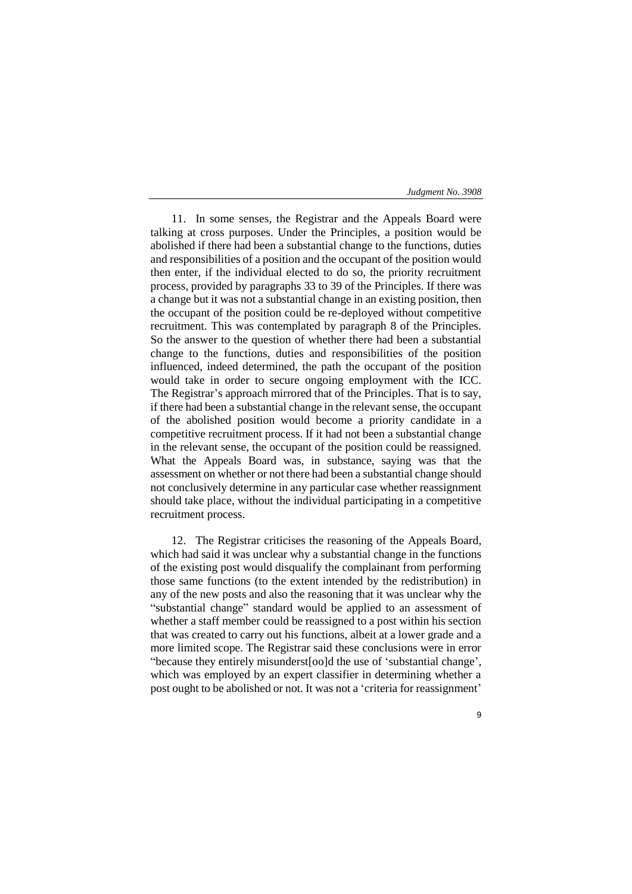11. In some senses, the Registrar and the Appeals Board were talking at cross purposes. Under the Principles, a position would be abolished if there had been a substantial change to the functions, duties and responsibilities of a position and the occupant of the position would then enter, if the individual elected to do so, the priority recruitment process, provided by paragraphs 33 to 39 of the Principles. If there was a change but it was not a substantial change in an existing position, then the occupant of the position could be re-deployed without competitive recruitment. This was contemplated by paragraph 8 of the Principles. So the answer to the question of whether there had been a substantial change to the functions, duties and responsibilities of the position influenced, indeed determined, the path the occupant of the position would take in order to secure ongoing employment with the ICC. The Registrar's approach mirrored that of the Principles. That is to say, if there had been a substantial change in the relevant sense, the occupant of the abolished position would become a priority candidate in a competitive recruitment process. If it had not been a substantial change in the relevant sense, the occupant of the position could be reassigned. What the Appeals Board was, in substance, saying was that the assessment on whether or not there had been a substantial change should not conclusively determine in any particular case whether reassignment should take place, without the individual participating in a competitive recruitment process.

12. The Registrar criticises the reasoning of the Appeals Board, which had said it was unclear why a substantial change in the functions of the existing post would disqualify the complainant from performing those same functions (to the extent intended by the redistribution) in any of the new posts and also the reasoning that it was unclear why the "substantial change" standard would be applied to an assessment of whether a staff member could be reassigned to a post within his section that was created to carry out his functions, albeit at a lower grade and a more limited scope. The Registrar said these conclusions were in error "because they entirely misunderst[oo]d the use of 'substantial change', which was employed by an expert classifier in determining whether a post ought to be abolished or not. It was not a 'criteria for reassignment'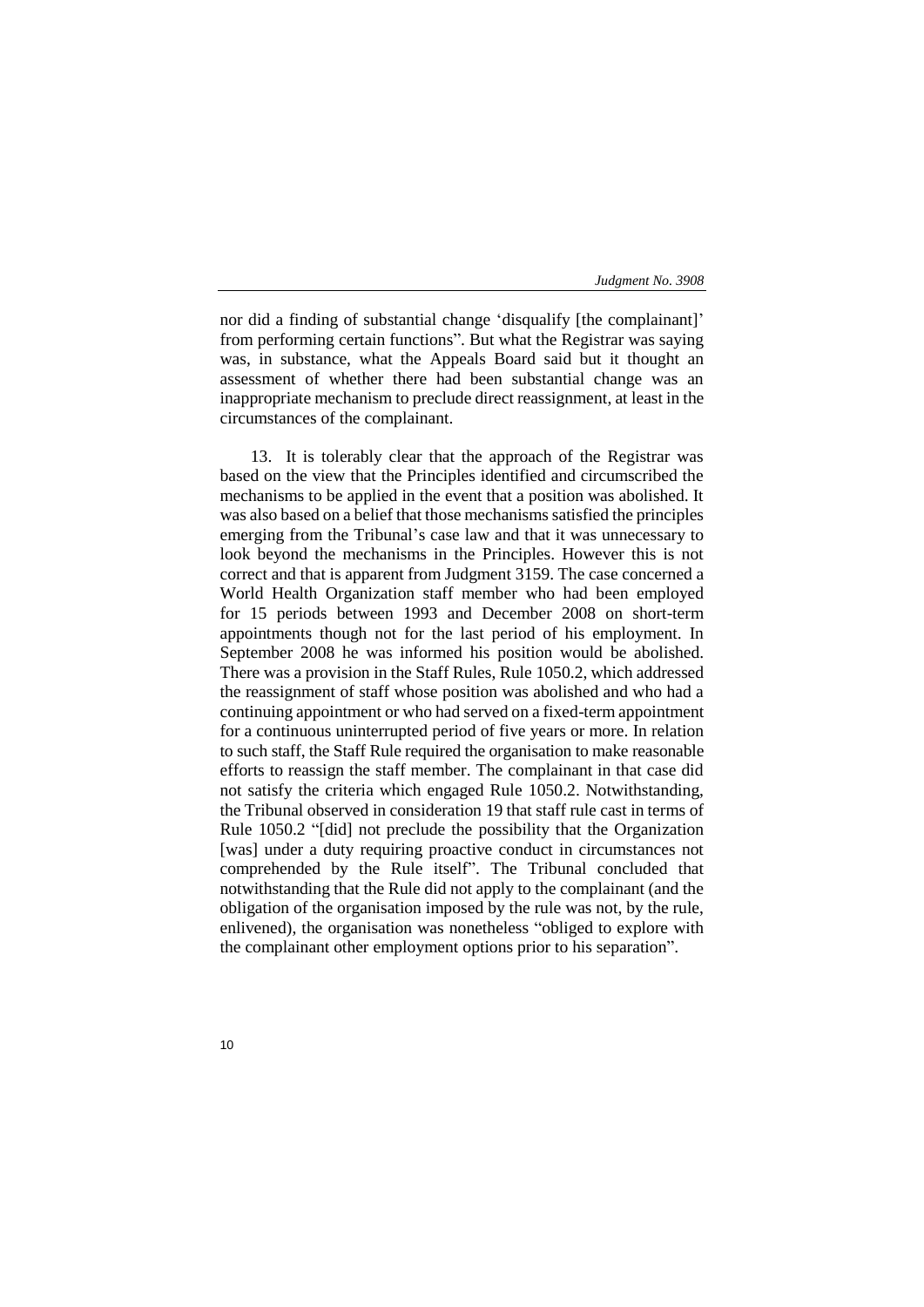nor did a finding of substantial change 'disqualify [the complainant]' from performing certain functions". But what the Registrar was saying was, in substance, what the Appeals Board said but it thought an assessment of whether there had been substantial change was an inappropriate mechanism to preclude direct reassignment, at least in the circumstances of the complainant.

13. It is tolerably clear that the approach of the Registrar was based on the view that the Principles identified and circumscribed the mechanisms to be applied in the event that a position was abolished. It was also based on a belief that those mechanisms satisfied the principles emerging from the Tribunal's case law and that it was unnecessary to look beyond the mechanisms in the Principles. However this is not correct and that is apparent from Judgment 3159. The case concerned a World Health Organization staff member who had been employed for 15 periods between 1993 and December 2008 on short-term appointments though not for the last period of his employment. In September 2008 he was informed his position would be abolished. There was a provision in the Staff Rules, Rule 1050.2, which addressed the reassignment of staff whose position was abolished and who had a continuing appointment or who had served on a fixed-term appointment for a continuous uninterrupted period of five years or more. In relation to such staff, the Staff Rule required the organisation to make reasonable efforts to reassign the staff member. The complainant in that case did not satisfy the criteria which engaged Rule 1050.2. Notwithstanding, the Tribunal observed in consideration 19 that staff rule cast in terms of Rule 1050.2 "[did] not preclude the possibility that the Organization [was] under a duty requiring proactive conduct in circumstances not comprehended by the Rule itself". The Tribunal concluded that notwithstanding that the Rule did not apply to the complainant (and the obligation of the organisation imposed by the rule was not, by the rule, enlivened), the organisation was nonetheless "obliged to explore with the complainant other employment options prior to his separation".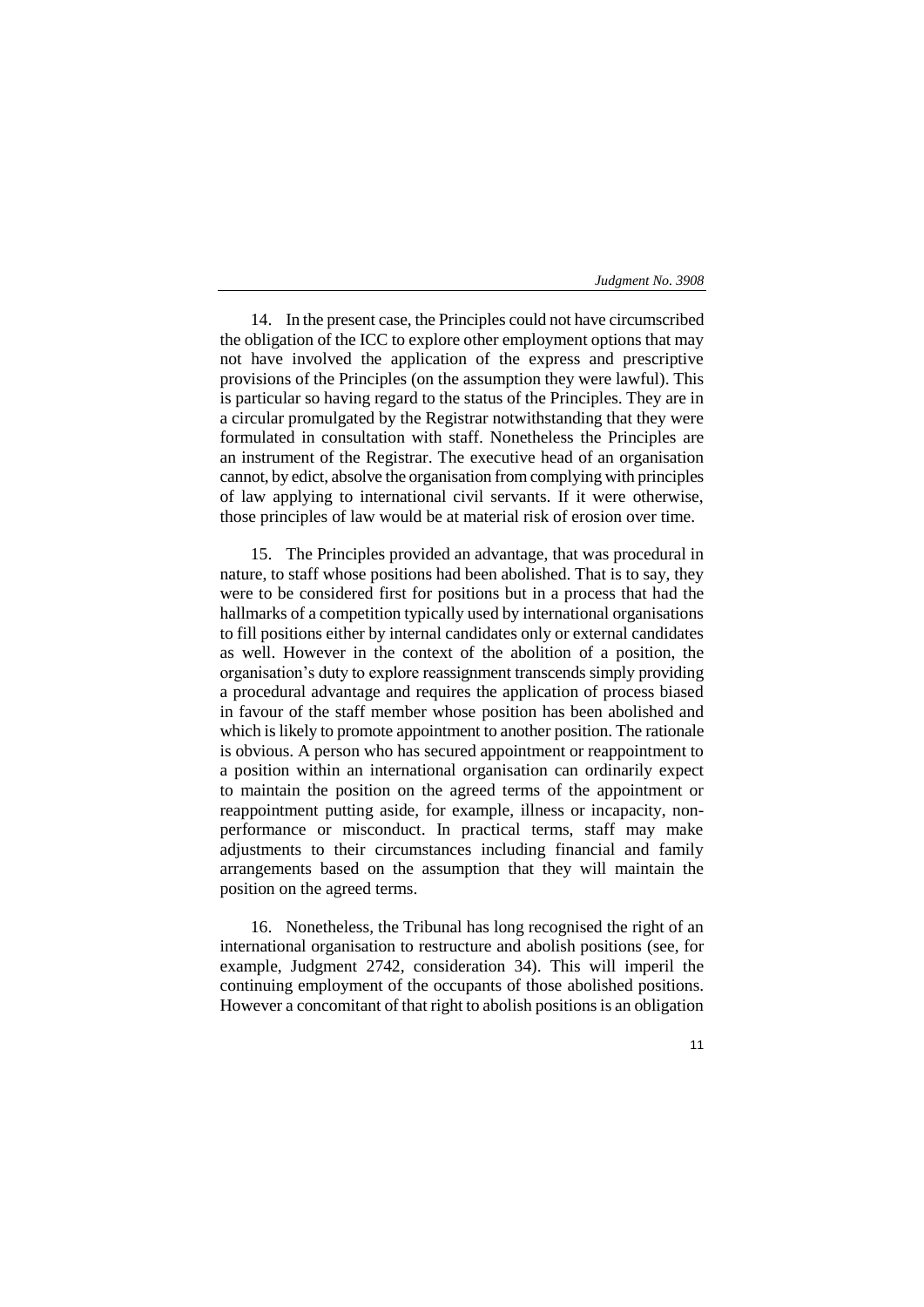14. In the present case, the Principles could not have circumscribed the obligation of the ICC to explore other employment options that may not have involved the application of the express and prescriptive provisions of the Principles (on the assumption they were lawful). This is particular so having regard to the status of the Principles. They are in a circular promulgated by the Registrar notwithstanding that they were formulated in consultation with staff. Nonetheless the Principles are an instrument of the Registrar. The executive head of an organisation cannot, by edict, absolve the organisation from complying with principles of law applying to international civil servants. If it were otherwise, those principles of law would be at material risk of erosion over time.

15. The Principles provided an advantage, that was procedural in nature, to staff whose positions had been abolished. That is to say, they were to be considered first for positions but in a process that had the hallmarks of a competition typically used by international organisations to fill positions either by internal candidates only or external candidates as well. However in the context of the abolition of a position, the organisation's duty to explore reassignment transcends simply providing a procedural advantage and requires the application of process biased in favour of the staff member whose position has been abolished and which is likely to promote appointment to another position. The rationale is obvious. A person who has secured appointment or reappointment to a position within an international organisation can ordinarily expect to maintain the position on the agreed terms of the appointment or reappointment putting aside, for example, illness or incapacity, non-performance or misconduct. In practical terms, staff may make adjustments to their circumstances including financial and family arrangements based on the assumption that they will maintain the position on the agreed terms.

16. Nonetheless, the Tribunal has long recognised the right of an international organisation to restructure and abolish positions (see, for example, Judgment 2742, consideration 34). This will imperil the continuing employment of the occupants of those abolished positions. However a concomitant of that right to abolish positions is an obligation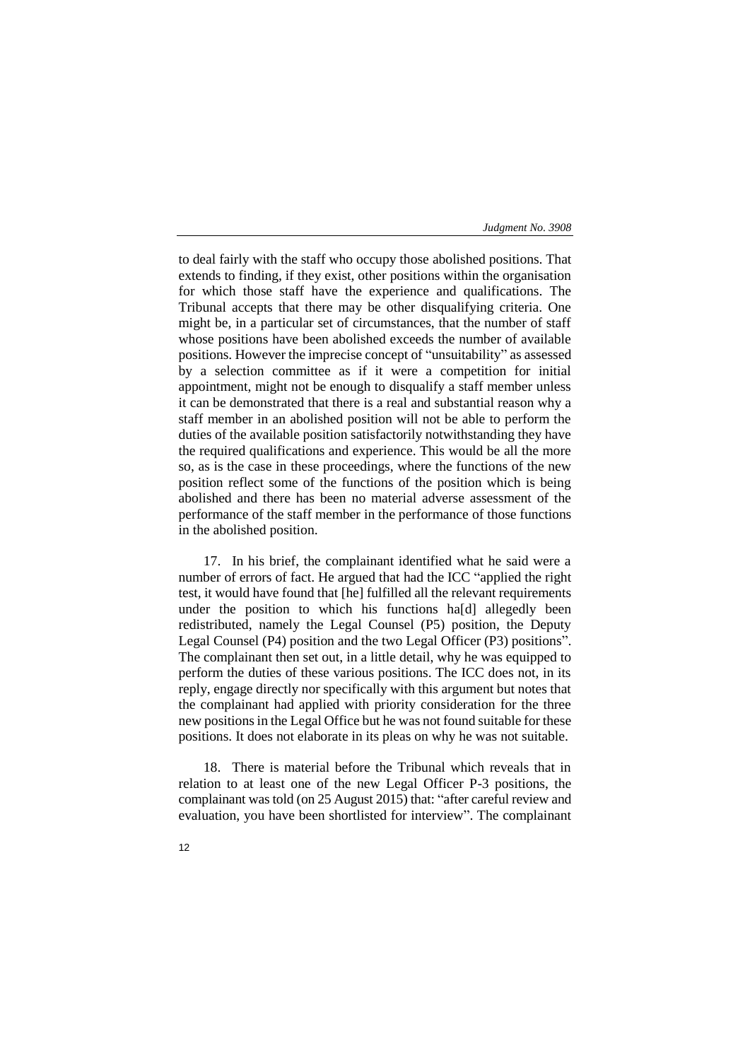to deal fairly with the staff who occupy those abolished positions. That extends to finding, if they exist, other positions within the organisation for which those staff have the experience and qualifications. The Tribunal accepts that there may be other disqualifying criteria. One might be, in a particular set of circumstances, that the number of staff whose positions have been abolished exceeds the number of available positions. However the imprecise concept of "unsuitability" as assessed by a selection committee as if it were a competition for initial appointment, might not be enough to disqualify a staff member unless it can be demonstrated that there is a real and substantial reason why a staff member in an abolished position will not be able to perform the duties of the available position satisfactorily notwithstanding they have the required qualifications and experience. This would be all the more so, as is the case in these proceedings, where the functions of the new position reflect some of the functions of the position which is being abolished and there has been no material adverse assessment of the performance of the staff member in the performance of those functions in the abolished position.

17. In his brief, the complainant identified what he said were a number of errors of fact. He argued that had the ICC "applied the right test, it would have found that [he] fulfilled all the relevant requirements under the position to which his functions ha[d] allegedly been redistributed, namely the Legal Counsel (P5) position, the Deputy Legal Counsel (P4) position and the two Legal Officer (P3) positions". The complainant then set out, in a little detail, why he was equipped to perform the duties of these various positions. The ICC does not, in its reply, engage directly nor specifically with this argument but notes that the complainant had applied with priority consideration for the three new positions in the Legal Office but he was not found suitable for these positions. It does not elaborate in its pleas on why he was not suitable.

18. There is material before the Tribunal which reveals that in relation to at least one of the new Legal Officer P-3 positions, the complainant was told (on 25 August 2015) that: "after careful review and evaluation, you have been shortlisted for interview". The complainant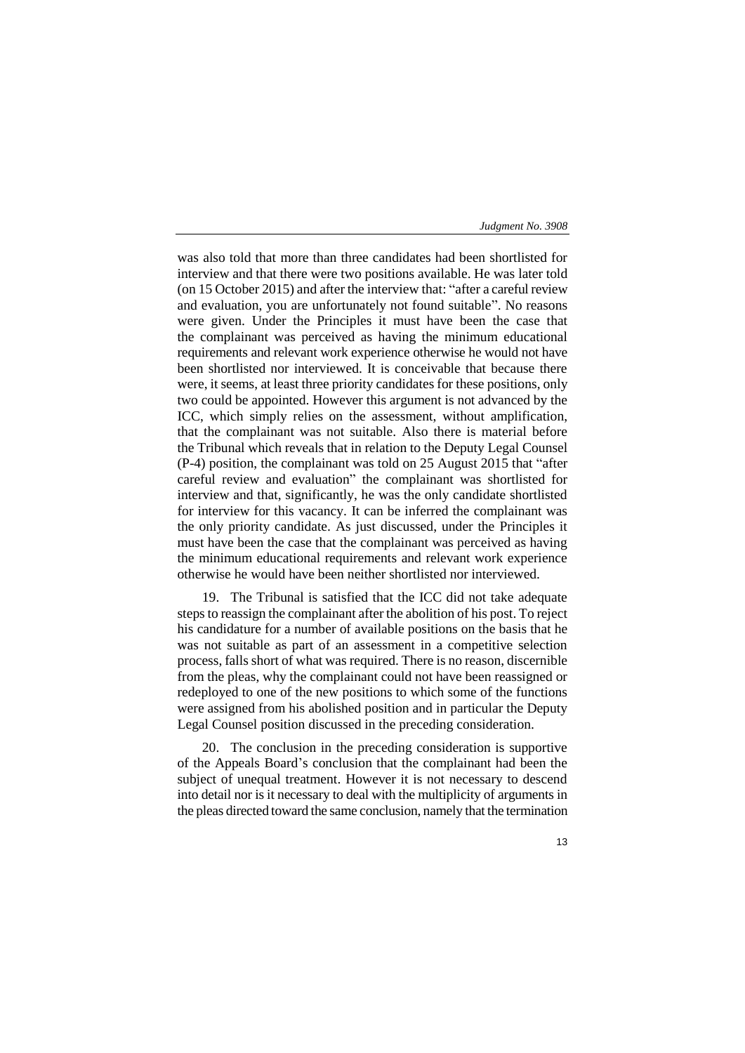was also told that more than three candidates had been shortlisted for interview and that there were two positions available. He was later told (on 15 October 2015) and after the interview that: "after a careful review and evaluation, you are unfortunately not found suitable". No reasons were given. Under the Principles it must have been the case that the complainant was perceived as having the minimum educational requirements and relevant work experience otherwise he would not have been shortlisted nor interviewed. It is conceivable that because there were, it seems, at least three priority candidates for these positions, only two could be appointed. However this argument is not advanced by the ICC, which simply relies on the assessment, without amplification, that the complainant was not suitable. Also there is material before the Tribunal which reveals that in relation to the Deputy Legal Counsel (P-4) position, the complainant was told on 25 August 2015 that "after careful review and evaluation" the complainant was shortlisted for interview and that, significantly, he was the only candidate shortlisted for interview for this vacancy. It can be inferred the complainant was the only priority candidate. As just discussed, under the Principles it must have been the case that the complainant was perceived as having the minimum educational requirements and relevant work experience otherwise he would have been neither shortlisted nor interviewed.

19. The Tribunal is satisfied that the ICC did not take adequate steps to reassign the complainant after the abolition of his post. To reject his candidature for a number of available positions on the basis that he was not suitable as part of an assessment in a competitive selection process, falls short of what was required. There is no reason, discernible from the pleas, why the complainant could not have been reassigned or redeployed to one of the new positions to which some of the functions were assigned from his abolished position and in particular the Deputy Legal Counsel position discussed in the preceding consideration.

20. The conclusion in the preceding consideration is supportive of the Appeals Board's conclusion that the complainant had been the subject of unequal treatment. However it is not necessary to descend into detail nor is it necessary to deal with the multiplicity of arguments in the pleas directed toward the same conclusion, namely that the termination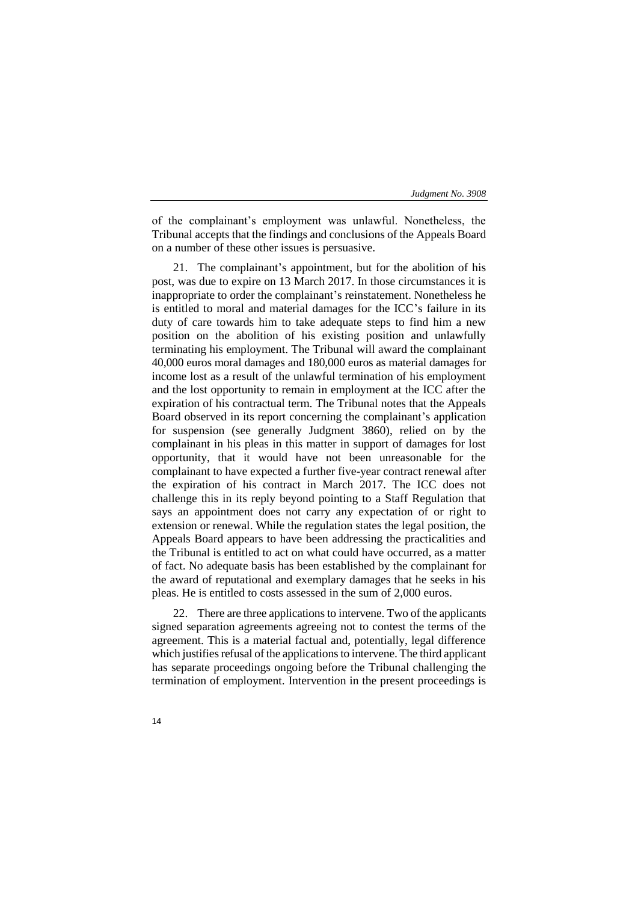of the complainant's employment was unlawful. Nonetheless, the Tribunal accepts that the findings and conclusions of the Appeals Board on a number of these other issues is persuasive.

21. The complainant's appointment, but for the abolition of his post, was due to expire on 13 March 2017. In those circumstances it is inappropriate to order the complainant's reinstatement. Nonetheless he is entitled to moral and material damages for the ICC's failure in its duty of care towards him to take adequate steps to find him a new position on the abolition of his existing position and unlawfully terminating his employment. The Tribunal will award the complainant 40,000 euros moral damages and 180,000 euros as material damages for income lost as a result of the unlawful termination of his employment and the lost opportunity to remain in employment at the ICC after the expiration of his contractual term. The Tribunal notes that the Appeals Board observed in its report concerning the complainant's application for suspension (see generally Judgment 3860), relied on by the complainant in his pleas in this matter in support of damages for lost opportunity, that it would have not been unreasonable for the complainant to have expected a further five-year contract renewal after the expiration of his contract in March 2017. The ICC does not challenge this in its reply beyond pointing to a Staff Regulation that says an appointment does not carry any expectation of or right to extension or renewal. While the regulation states the legal position, the Appeals Board appears to have been addressing the practicalities and the Tribunal is entitled to act on what could have occurred, as a matter of fact. No adequate basis has been established by the complainant for the award of reputational and exemplary damages that he seeks in his pleas. He is entitled to costs assessed in the sum of 2,000 euros.

22. There are three applications to intervene. Two of the applicants signed separation agreements agreeing not to contest the terms of the agreement. This is a material factual and, potentially, legal difference which justifies refusal of the applications to intervene. The third applicant has separate proceedings ongoing before the Tribunal challenging the termination of employment. Intervention in the present proceedings is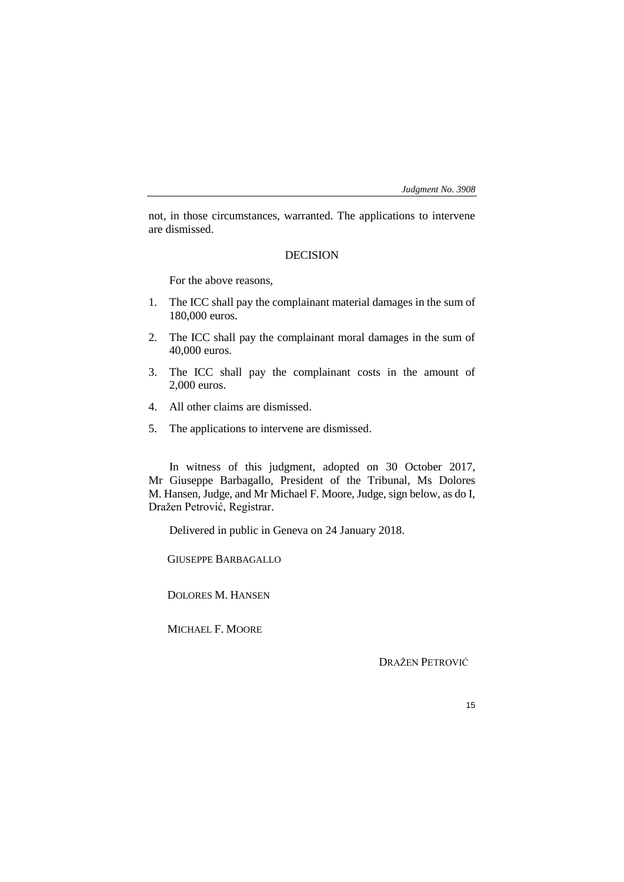not, in those circumstances, warranted. The applications to intervene are dismissed.

## DECISION

For the above reasons,

1. The ICC shall pay the complainant material damages in the sum of 180,000 euros.
2. The ICC shall pay the complainant moral damages in the sum of 40,000 euros.
3. The ICC shall pay the complainant costs in the amount of 2,000 euros.
4. All other claims are dismissed.
5. The applications to intervene are dismissed.

In witness of this judgment, adopted on 30 October 2017, Mr Giuseppe Barbagallo, President of the Tribunal, Ms Dolores M. Hansen, Judge, and Mr Michael F. Moore, Judge, sign below, as do I, Dražen Petrović, Registrar.

Delivered in public in Geneva on 24 January 2018.

GIUSEPPE BARBAGALLO

DOLORES M. HANSEN

MICHAEL F. MOORE

DRAŽEN PETROVIĆ